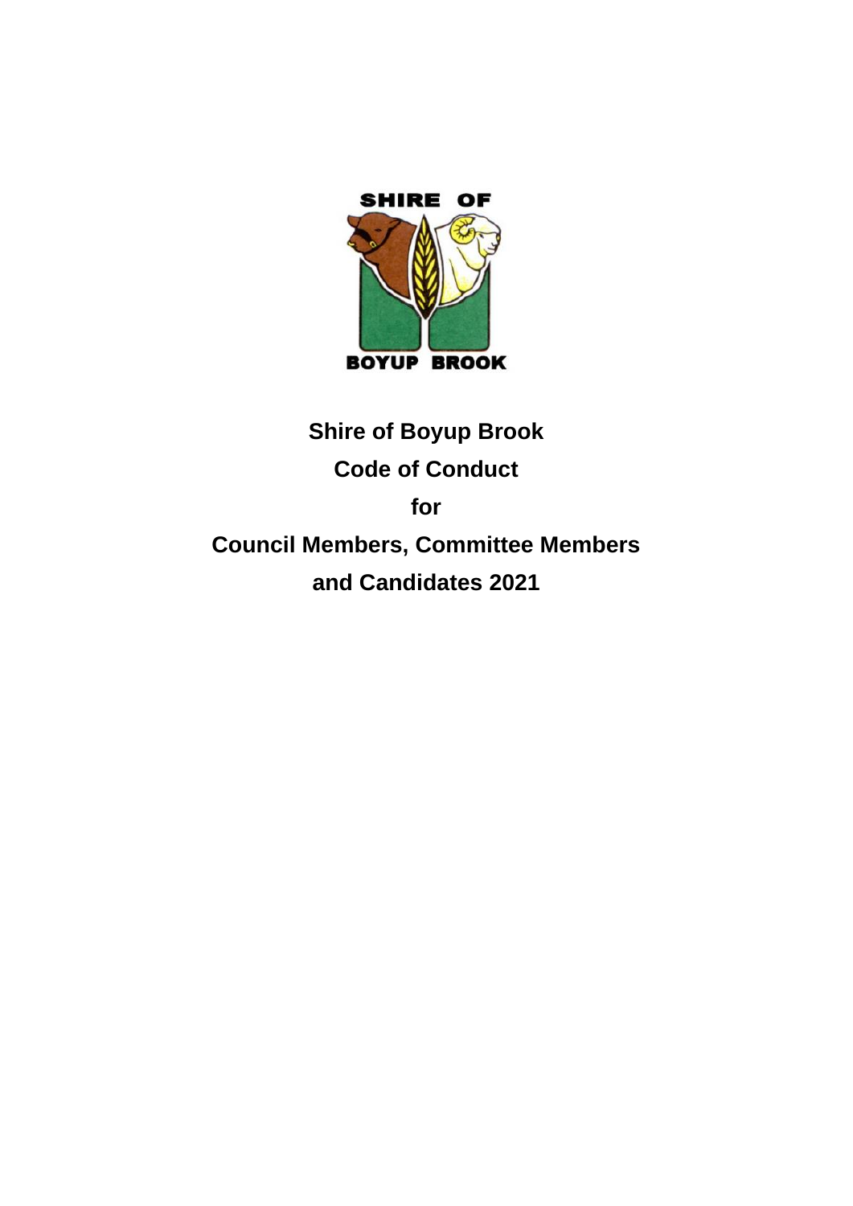# Shire of Boyup Brook

# Code of Conduct

# for

# Council Members, Committee Members and Candidates 2021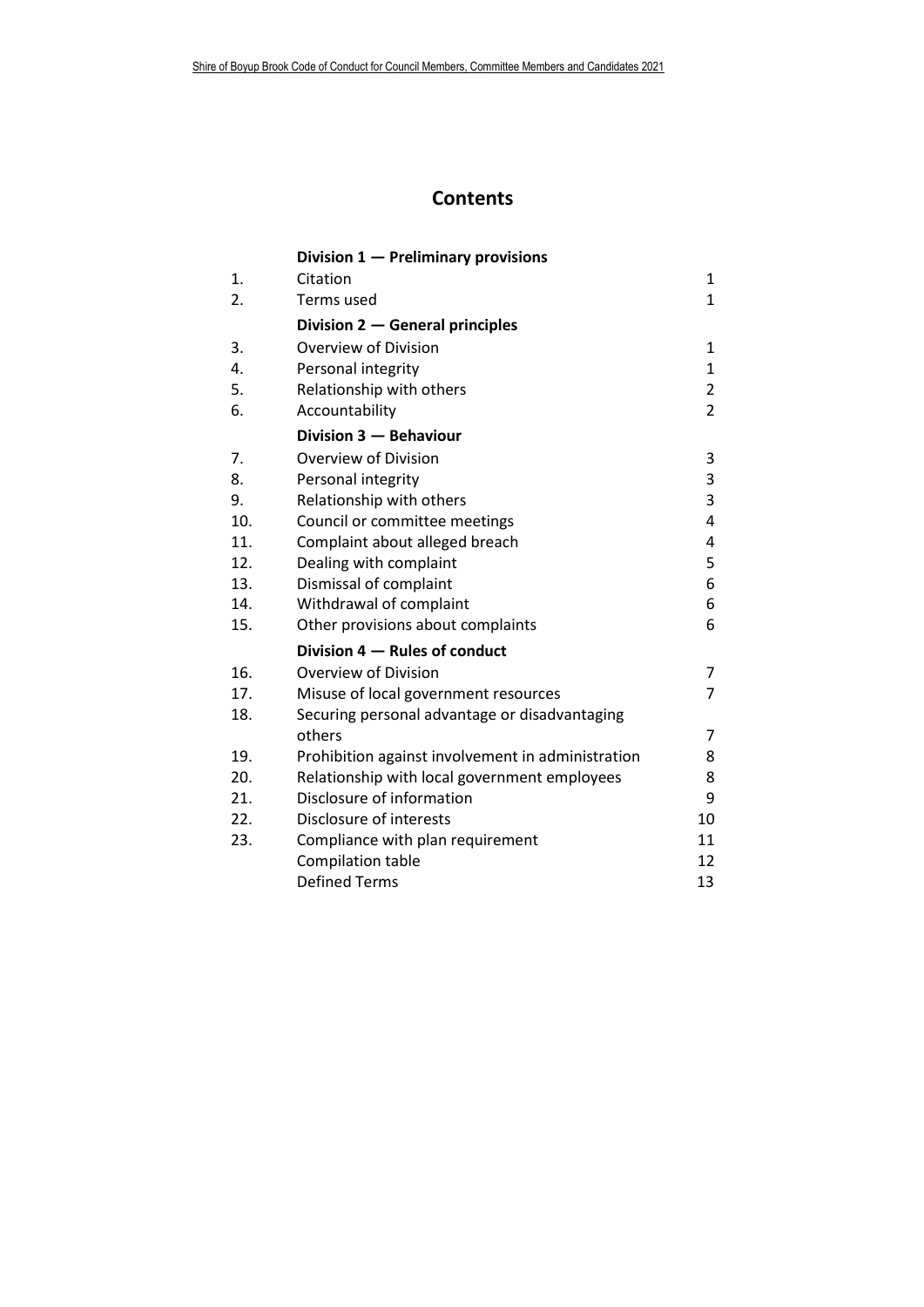# Contents

| | | |
|---|---|---|
| | **Division 1 — Preliminary provisions** | |
| 1. | Citation | 1 |
| 2. | Terms used | 1 |
| | **Division 2 — General principles** | |
| 3. | Overview of Division | 1 |
| 4. | Personal integrity | 1 |
| 5. | Relationship with others | 2 |
| 6. | Accountability | 2 |
| | **Division 3 — Behaviour** | |
| 7. | Overview of Division | 3 |
| 8. | Personal integrity | 3 |
| 9. | Relationship with others | 3 |
| 10. | Council or committee meetings | 4 |
| 11. | Complaint about alleged breach | 4 |
| 12. | Dealing with complaint | 5 |
| 13. | Dismissal of complaint | 6 |
| 14. | Withdrawal of complaint | 6 |
| 15. | Other provisions about complaints | 6 |
| | **Division 4 — Rules of conduct** | |
| 16. | Overview of Division | 7 |
| 17. | Misuse of local government resources | 7 |
| 18. | Securing personal advantage or disadvantaging others | 7 |
| 19. | Prohibition against involvement in administration | 8 |
| 20. | Relationship with local government employees | 8 |
| 21. | Disclosure of information | 9 |
| 22. | Disclosure of interests | 10 |
| 23. | Compliance with plan requirement | 11 |
| | Compilation table | 12 |
| | Defined Terms | 13 |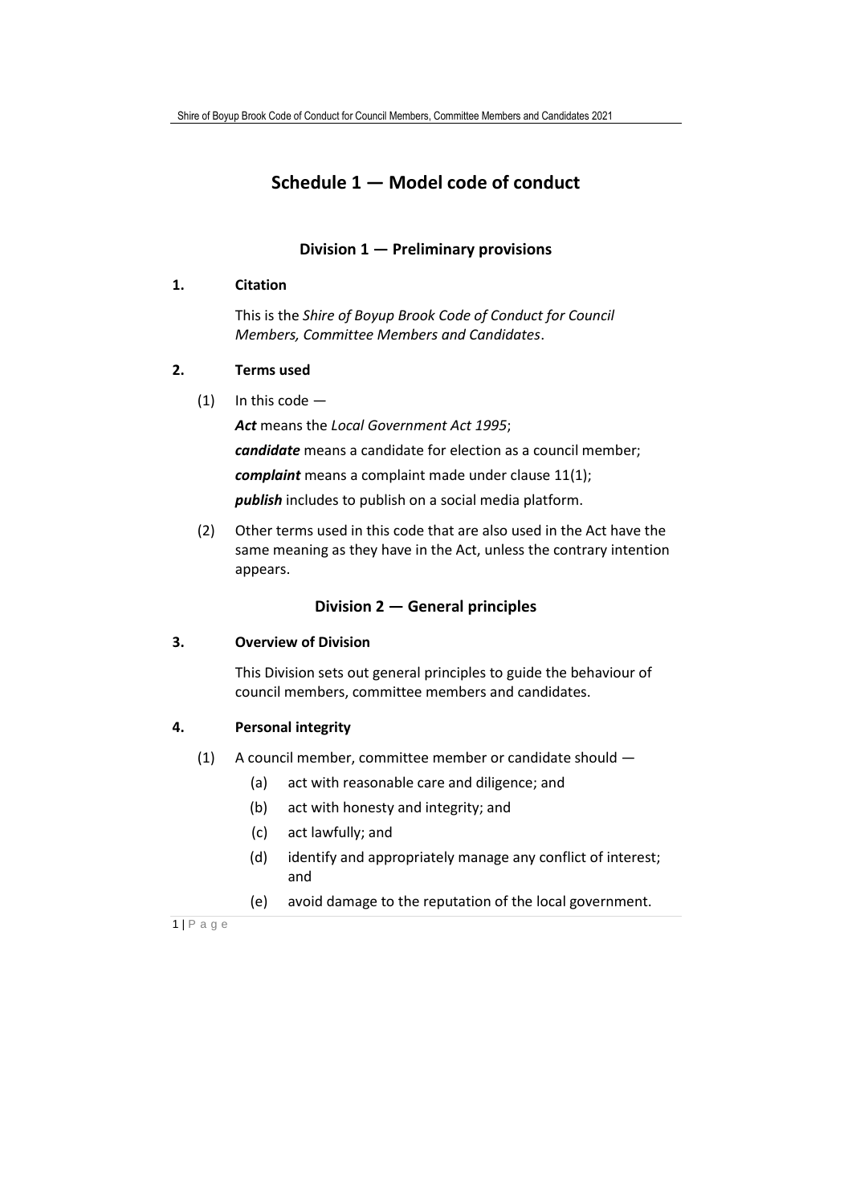# Schedule 1 — Model code of conduct

## Division 1 — Preliminary provisions

**1. Citation**

This is the *Shire of Boyup Brook Code of Conduct for Council Members, Committee Members and Candidates*.

**2. Terms used**

(1) In this code —

***Act*** means the *Local Government Act 1995*;

***candidate*** means a candidate for election as a council member;

***complaint*** means a complaint made under clause 11(1);

***publish*** includes to publish on a social media platform.

(2) Other terms used in this code that are also used in the Act have the same meaning as they have in the Act, unless the contrary intention appears.

## Division 2 — General principles

**3. Overview of Division**

This Division sets out general principles to guide the behaviour of council members, committee members and candidates.

**4. Personal integrity**

(1) A council member, committee member or candidate should —

- (a) act with reasonable care and diligence; and
- (b) act with honesty and integrity; and
- (c) act lawfully; and
- (d) identify and appropriately manage any conflict of interest; and
- (e) avoid damage to the reputation of the local government.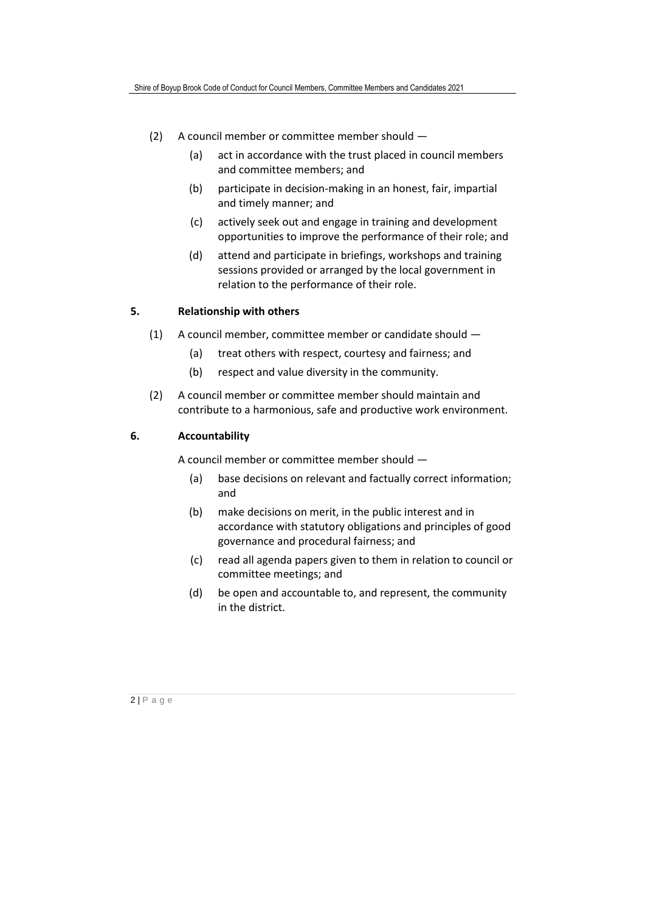(2) A council member or committee member should —

(a) act in accordance with the trust placed in council members and committee members; and

(b) participate in decision-making in an honest, fair, impartial and timely manner; and

(c) actively seek out and engage in training and development opportunities to improve the performance of their role; and

(d) attend and participate in briefings, workshops and training sessions provided or arranged by the local government in relation to the performance of their role.

## 5. Relationship with others

(1) A council member, committee member or candidate should —

(a) treat others with respect, courtesy and fairness; and

(b) respect and value diversity in the community.

(2) A council member or committee member should maintain and contribute to a harmonious, safe and productive work environment.

## 6. Accountability

A council member or committee member should —

(a) base decisions on relevant and factually correct information; and

(b) make decisions on merit, in the public interest and in accordance with statutory obligations and principles of good governance and procedural fairness; and

(c) read all agenda papers given to them in relation to council or committee meetings; and

(d) be open and accountable to, and represent, the community in the district.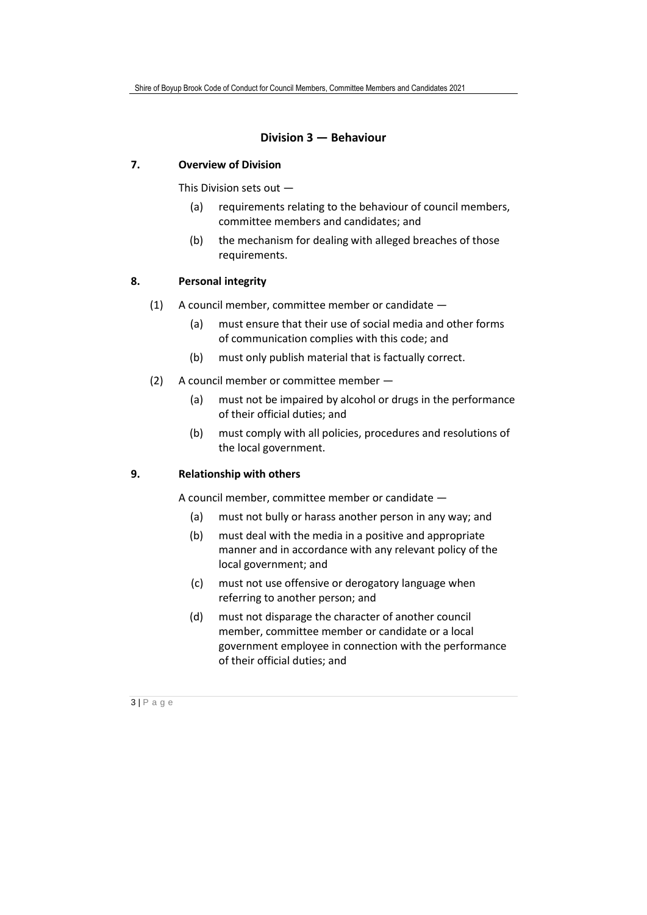## Division 3 — Behaviour

**7. Overview of Division**

This Division sets out —

- (a) requirements relating to the behaviour of council members, committee members and candidates; and
- (b) the mechanism for dealing with alleged breaches of those requirements.

**8. Personal integrity**

(1) A council member, committee member or candidate —

- (a) must ensure that their use of social media and other forms of communication complies with this code; and
- (b) must only publish material that is factually correct.

(2) A council member or committee member —

- (a) must not be impaired by alcohol or drugs in the performance of their official duties; and
- (b) must comply with all policies, procedures and resolutions of the local government.

**9. Relationship with others**

A council member, committee member or candidate —

- (a) must not bully or harass another person in any way; and
- (b) must deal with the media in a positive and appropriate manner and in accordance with any relevant policy of the local government; and
- (c) must not use offensive or derogatory language when referring to another person; and
- (d) must not disparage the character of another council member, committee member or candidate or a local government employee in connection with the performance of their official duties; and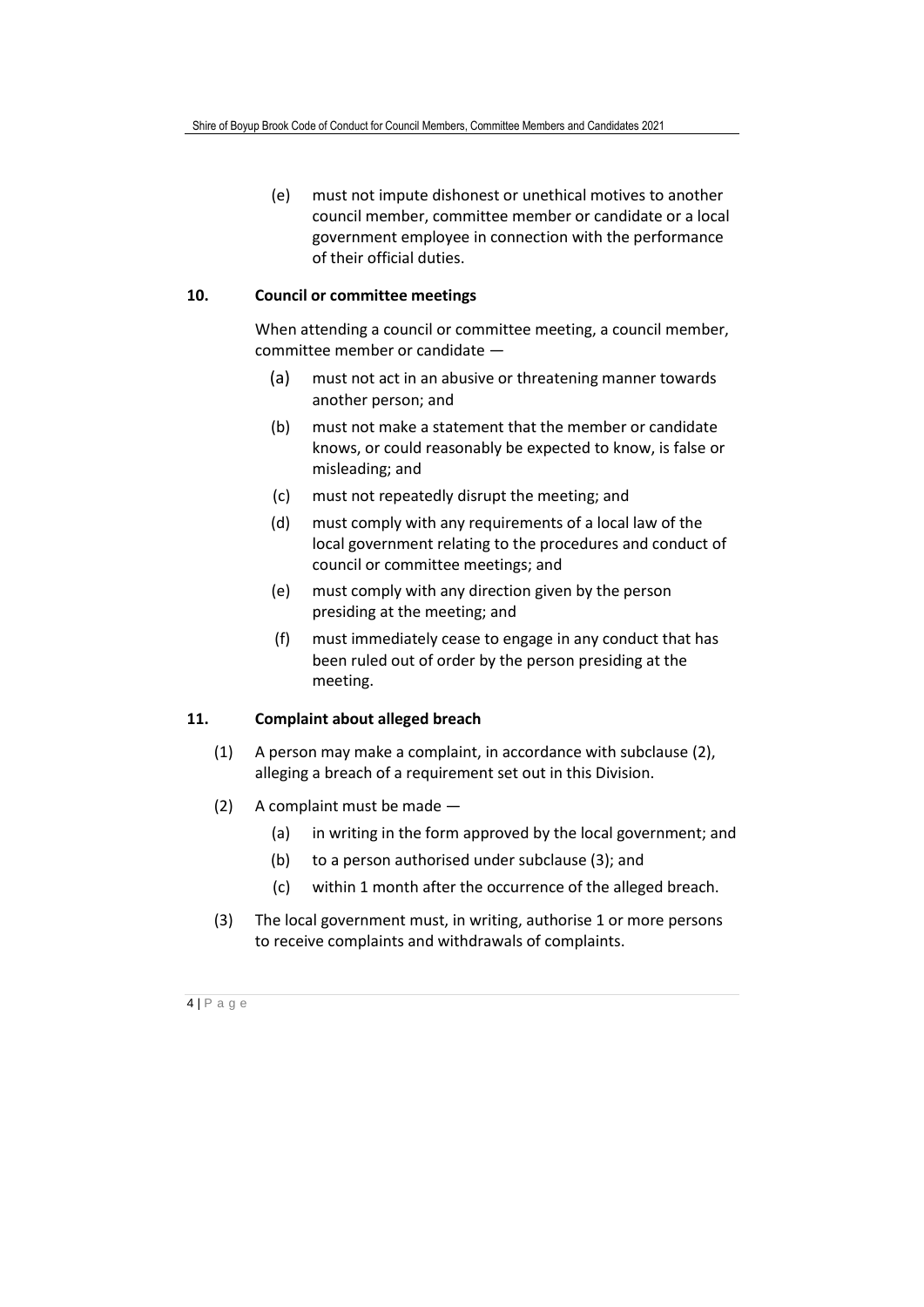(e) must not impute dishonest or unethical motives to another council member, committee member or candidate or a local government employee in connection with the performance of their official duties.

**10. Council or committee meetings**

When attending a council or committee meeting, a council member, committee member or candidate —

(a) must not act in an abusive or threatening manner towards another person; and

(b) must not make a statement that the member or candidate knows, or could reasonably be expected to know, is false or misleading; and

(c) must not repeatedly disrupt the meeting; and

(d) must comply with any requirements of a local law of the local government relating to the procedures and conduct of council or committee meetings; and

(e) must comply with any direction given by the person presiding at the meeting; and

(f) must immediately cease to engage in any conduct that has been ruled out of order by the person presiding at the meeting.

**11. Complaint about alleged breach**

(1) A person may make a complaint, in accordance with subclause (2), alleging a breach of a requirement set out in this Division.

(2) A complaint must be made —

(a) in writing in the form approved by the local government; and

(b) to a person authorised under subclause (3); and

(c) within 1 month after the occurrence of the alleged breach.

(3) The local government must, in writing, authorise 1 or more persons to receive complaints and withdrawals of complaints.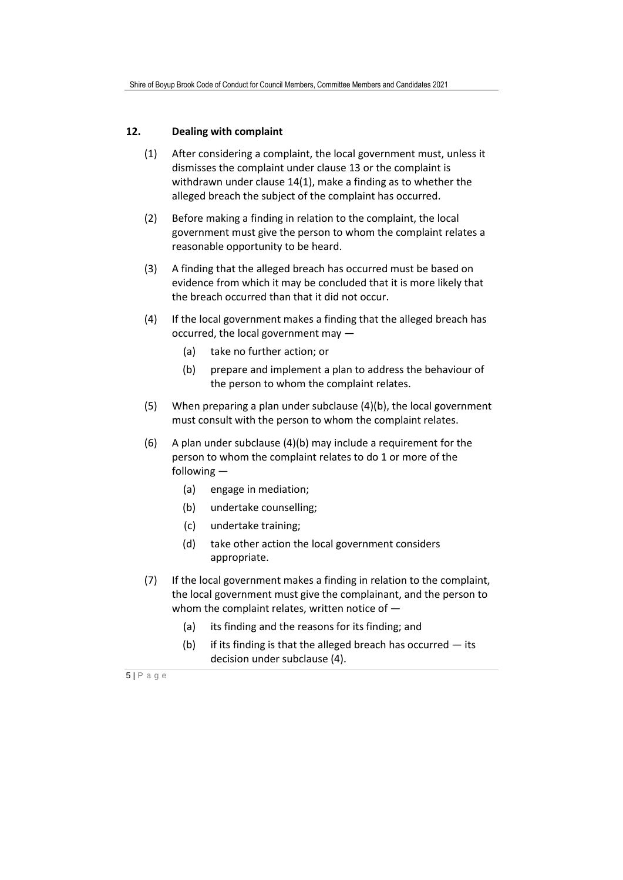## 12. Dealing with complaint

(1) After considering a complaint, the local government must, unless it dismisses the complaint under clause 13 or the complaint is withdrawn under clause 14(1), make a finding as to whether the alleged breach the subject of the complaint has occurred.

(2) Before making a finding in relation to the complaint, the local government must give the person to whom the complaint relates a reasonable opportunity to be heard.

(3) A finding that the alleged breach has occurred must be based on evidence from which it may be concluded that it is more likely that the breach occurred than that it did not occur.

(4) If the local government makes a finding that the alleged breach has occurred, the local government may —

   (a) take no further action; or

   (b) prepare and implement a plan to address the behaviour of the person to whom the complaint relates.

(5) When preparing a plan under subclause (4)(b), the local government must consult with the person to whom the complaint relates.

(6) A plan under subclause (4)(b) may include a requirement for the person to whom the complaint relates to do 1 or more of the following —

   (a) engage in mediation;

   (b) undertake counselling;

   (c) undertake training;

   (d) take other action the local government considers appropriate.

(7) If the local government makes a finding in relation to the complaint, the local government must give the complainant, and the person to whom the complaint relates, written notice of —

   (a) its finding and the reasons for its finding; and

   (b) if its finding is that the alleged breach has occurred — its decision under subclause (4).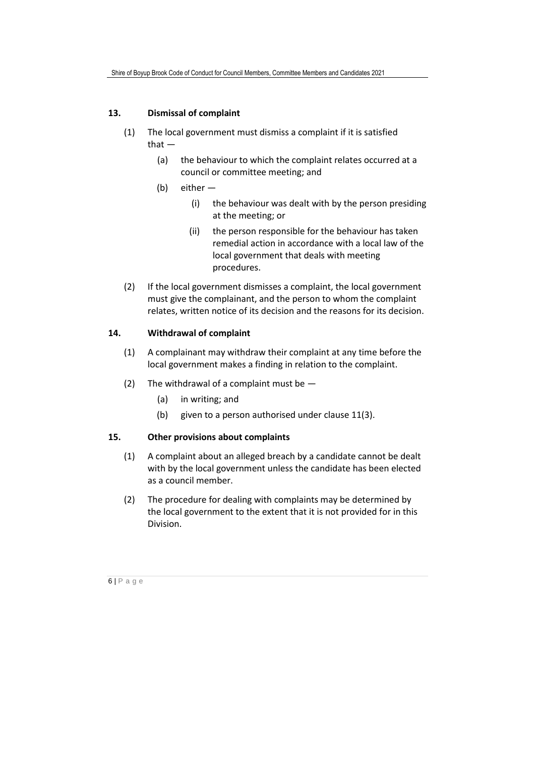### 13. Dismissal of complaint

(1) The local government must dismiss a complaint if it is satisfied that —

(a) the behaviour to which the complaint relates occurred at a council or committee meeting; and

(b) either —

(i) the behaviour was dealt with by the person presiding at the meeting; or

(ii) the person responsible for the behaviour has taken remedial action in accordance with a local law of the local government that deals with meeting procedures.

(2) If the local government dismisses a complaint, the local government must give the complainant, and the person to whom the complaint relates, written notice of its decision and the reasons for its decision.

### 14. Withdrawal of complaint

(1) A complainant may withdraw their complaint at any time before the local government makes a finding in relation to the complaint.

(2) The withdrawal of a complaint must be —

(a) in writing; and

(b) given to a person authorised under clause 11(3).

### 15. Other provisions about complaints

(1) A complaint about an alleged breach by a candidate cannot be dealt with by the local government unless the candidate has been elected as a council member.

(2) The procedure for dealing with complaints may be determined by the local government to the extent that it is not provided for in this Division.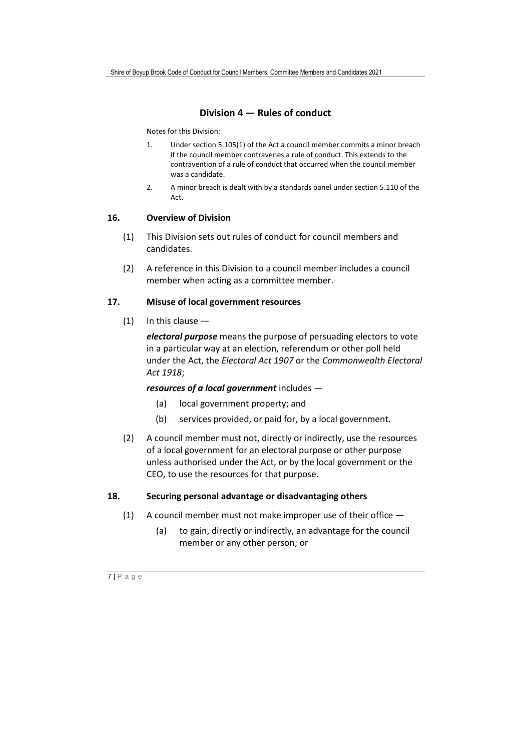## Division 4 — Rules of conduct

Notes for this Division:

1. Under section 5.105(1) of the Act a council member commits a minor breach if the council member contravenes a rule of conduct. This extends to the contravention of a rule of conduct that occurred when the council member was a candidate.
2. A minor breach is dealt with by a standards panel under section 5.110 of the Act.

### 16. Overview of Division

(1) This Division sets out rules of conduct for council members and candidates.

(2) A reference in this Division to a council member includes a council member when acting as a committee member.

### 17. Misuse of local government resources

(1) In this clause —

***electoral purpose*** means the purpose of persuading electors to vote in a particular way at an election, referendum or other poll held under the Act, the *Electoral Act 1907* or the *Commonwealth Electoral Act 1918*;

***resources of a local government*** includes —

(a) local government property; and

(b) services provided, or paid for, by a local government.

(2) A council member must not, directly or indirectly, use the resources of a local government for an electoral purpose or other purpose unless authorised under the Act, or by the local government or the CEO, to use the resources for that purpose.

### 18. Securing personal advantage or disadvantaging others

(1) A council member must not make improper use of their office —

(a) to gain, directly or indirectly, an advantage for the council member or any other person; or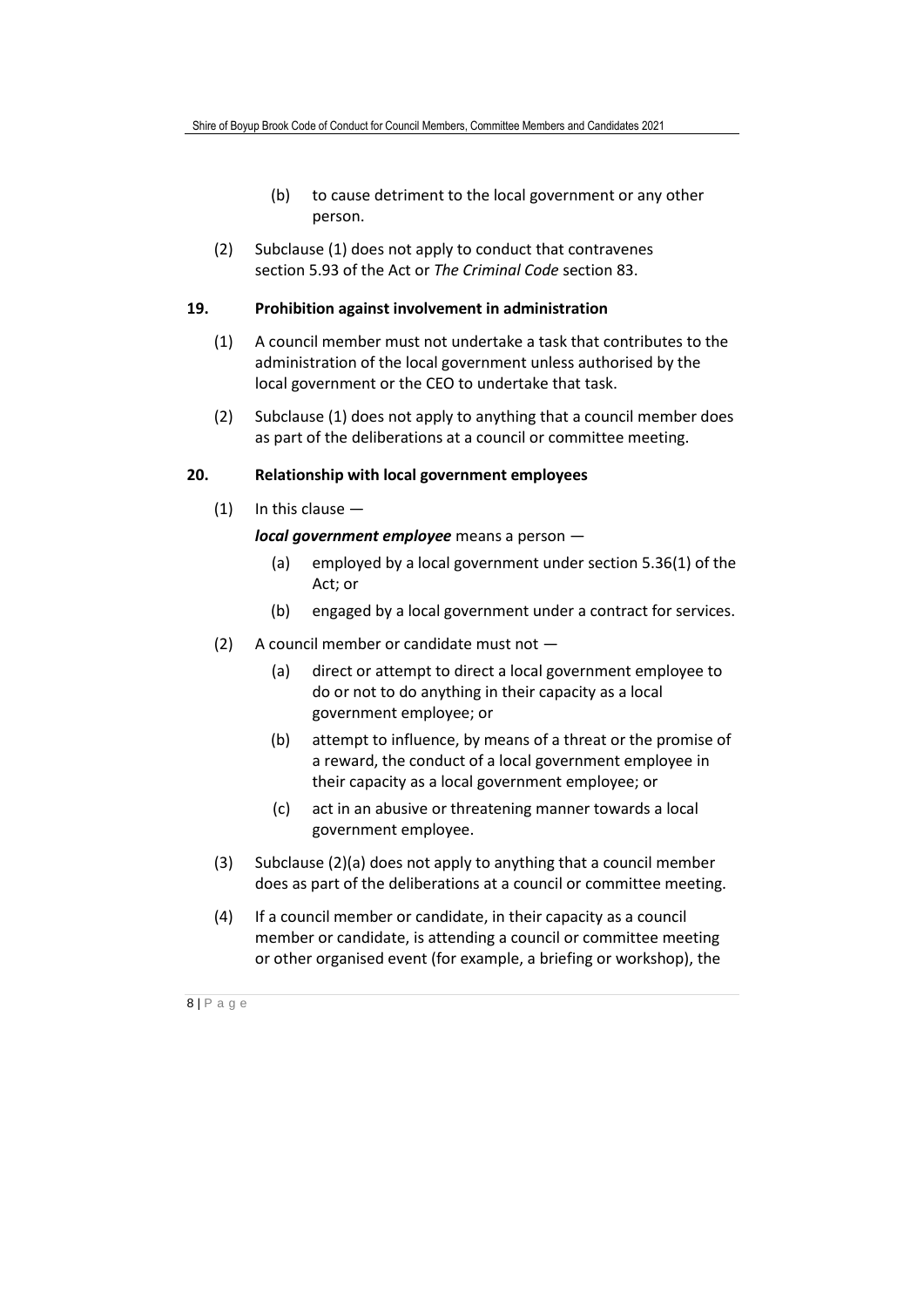(b) to cause detriment to the local government or any other person.

(2) Subclause (1) does not apply to conduct that contravenes section 5.93 of the Act or *The Criminal Code* section 83.

### 19. Prohibition against involvement in administration

(1) A council member must not undertake a task that contributes to the administration of the local government unless authorised by the local government or the CEO to undertake that task.

(2) Subclause (1) does not apply to anything that a council member does as part of the deliberations at a council or committee meeting.

### 20. Relationship with local government employees

(1) In this clause —

***local government employee*** means a person —

(a) employed by a local government under section 5.36(1) of the Act; or

(b) engaged by a local government under a contract for services.

(2) A council member or candidate must not —

(a) direct or attempt to direct a local government employee to do or not to do anything in their capacity as a local government employee; or

(b) attempt to influence, by means of a threat or the promise of a reward, the conduct of a local government employee in their capacity as a local government employee; or

(c) act in an abusive or threatening manner towards a local government employee.

(3) Subclause (2)(a) does not apply to anything that a council member does as part of the deliberations at a council or committee meeting.

(4) If a council member or candidate, in their capacity as a council member or candidate, is attending a council or committee meeting or other organised event (for example, a briefing or workshop), the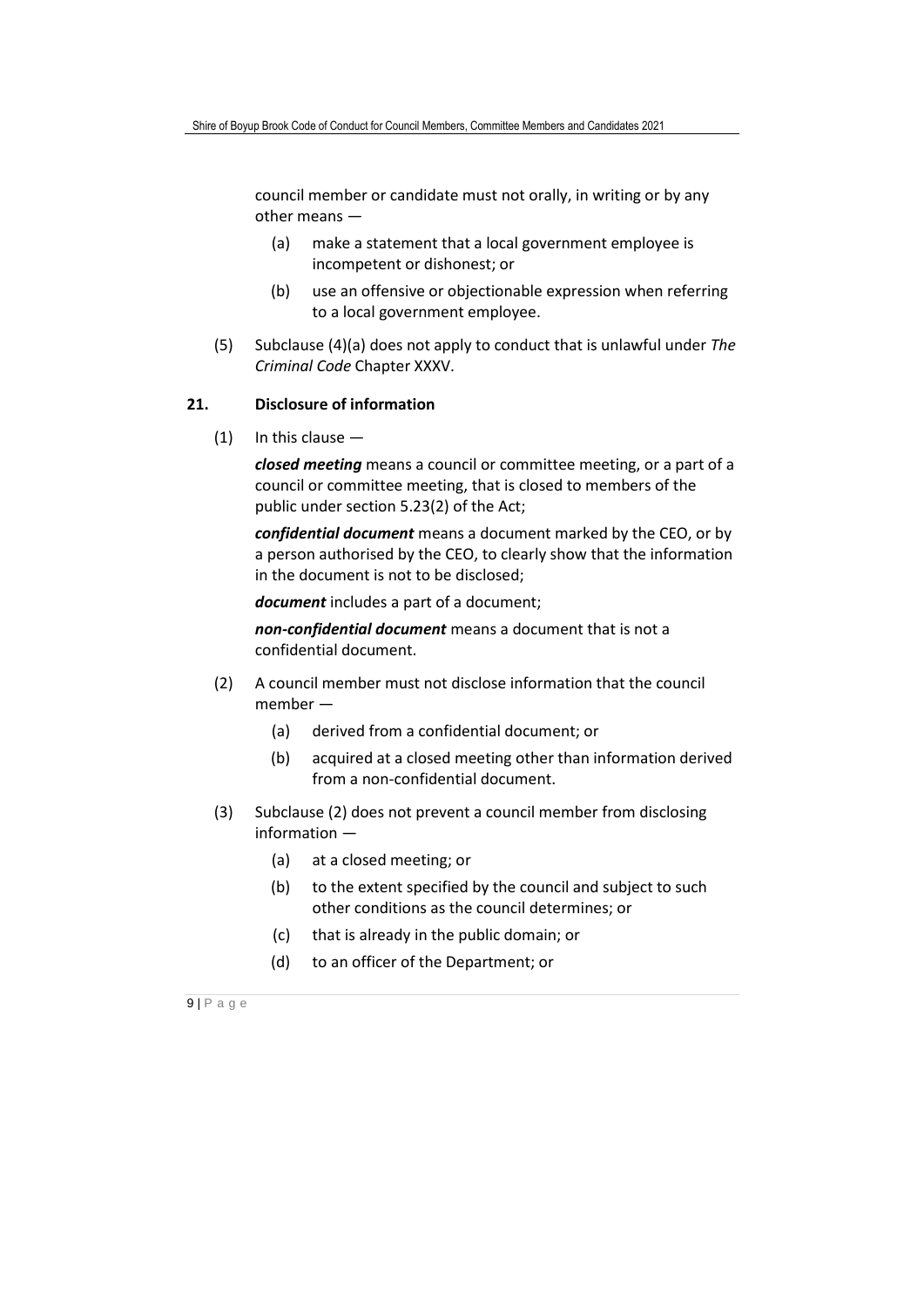council member or candidate must not orally, in writing or by any other means —

(a) make a statement that a local government employee is incompetent or dishonest; or

(b) use an offensive or objectionable expression when referring to a local government employee.

(5) Subclause (4)(a) does not apply to conduct that is unlawful under *The Criminal Code* Chapter XXXV.

**21. Disclosure of information**

(1) In this clause —

***closed meeting*** means a council or committee meeting, or a part of a council or committee meeting, that is closed to members of the public under section 5.23(2) of the Act;

***confidential document*** means a document marked by the CEO, or by a person authorised by the CEO, to clearly show that the information in the document is not to be disclosed;

***document*** includes a part of a document;

***non-confidential document*** means a document that is not a confidential document.

(2) A council member must not disclose information that the council member —

(a) derived from a confidential document; or

(b) acquired at a closed meeting other than information derived from a non-confidential document.

(3) Subclause (2) does not prevent a council member from disclosing information —

(a) at a closed meeting; or

(b) to the extent specified by the council and subject to such other conditions as the council determines; or

(c) that is already in the public domain; or

(d) to an officer of the Department; or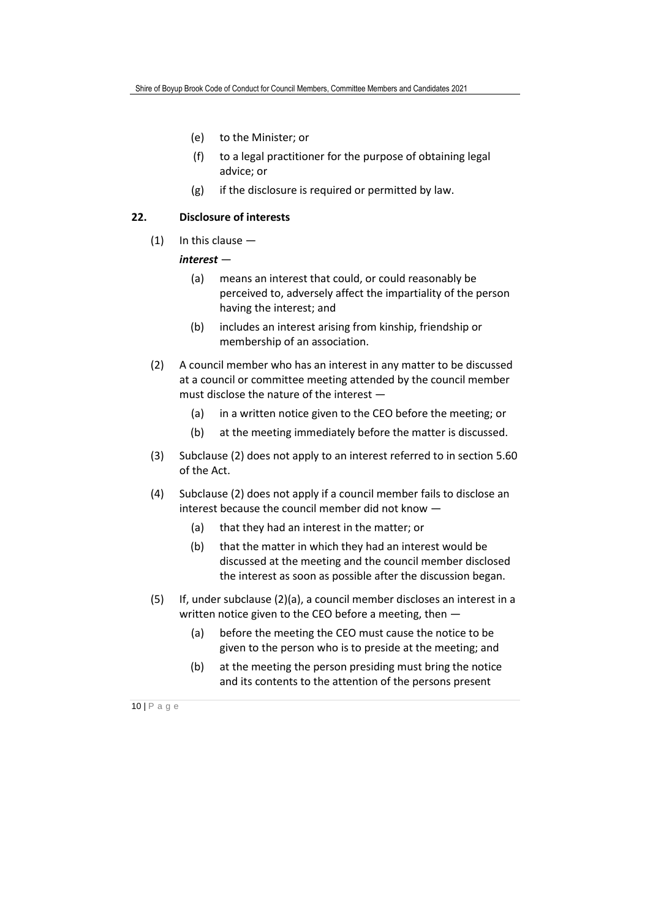(e) to the Minister; or

(f) to a legal practitioner for the purpose of obtaining legal advice; or

(g) if the disclosure is required or permitted by law.

## 22. Disclosure of interests

(1) In this clause —

***interest*** —

(a) means an interest that could, or could reasonably be perceived to, adversely affect the impartiality of the person having the interest; and

(b) includes an interest arising from kinship, friendship or membership of an association.

(2) A council member who has an interest in any matter to be discussed at a council or committee meeting attended by the council member must disclose the nature of the interest —

(a) in a written notice given to the CEO before the meeting; or

(b) at the meeting immediately before the matter is discussed.

(3) Subclause (2) does not apply to an interest referred to in section 5.60 of the Act.

(4) Subclause (2) does not apply if a council member fails to disclose an interest because the council member did not know —

(a) that they had an interest in the matter; or

(b) that the matter in which they had an interest would be discussed at the meeting and the council member disclosed the interest as soon as possible after the discussion began.

(5) If, under subclause (2)(a), a council member discloses an interest in a written notice given to the CEO before a meeting, then —

(a) before the meeting the CEO must cause the notice to be given to the person who is to preside at the meeting; and

(b) at the meeting the person presiding must bring the notice and its contents to the attention of the persons present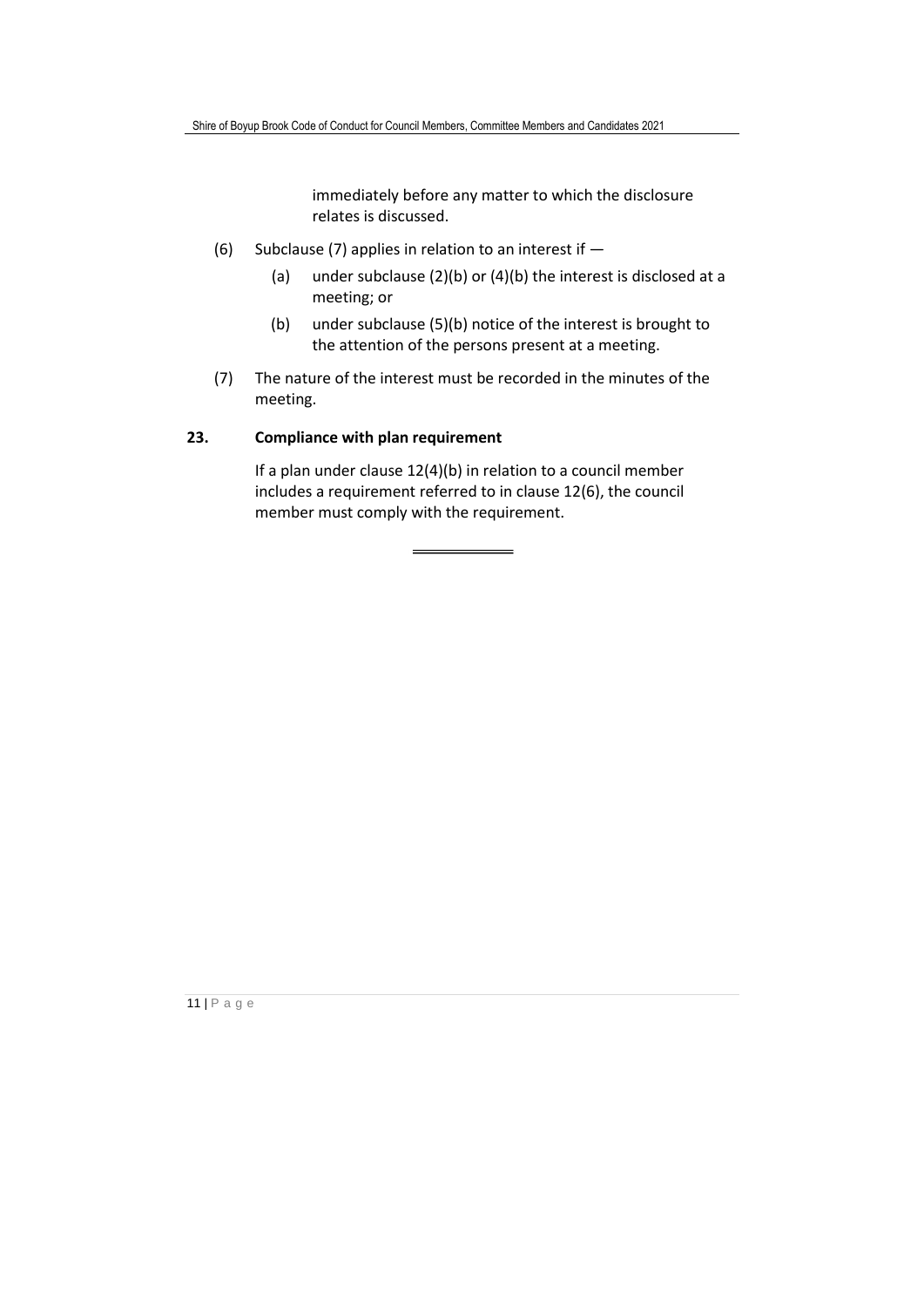immediately before any matter to which the disclosure relates is discussed.

(6) Subclause (7) applies in relation to an interest if —

  (a) under subclause (2)(b) or (4)(b) the interest is disclosed at a meeting; or

  (b) under subclause (5)(b) notice of the interest is brought to the attention of the persons present at a meeting.

(7) The nature of the interest must be recorded in the minutes of the meeting.

### 23. Compliance with plan requirement

If a plan under clause 12(4)(b) in relation to a council member includes a requirement referred to in clause 12(6), the council member must comply with the requirement.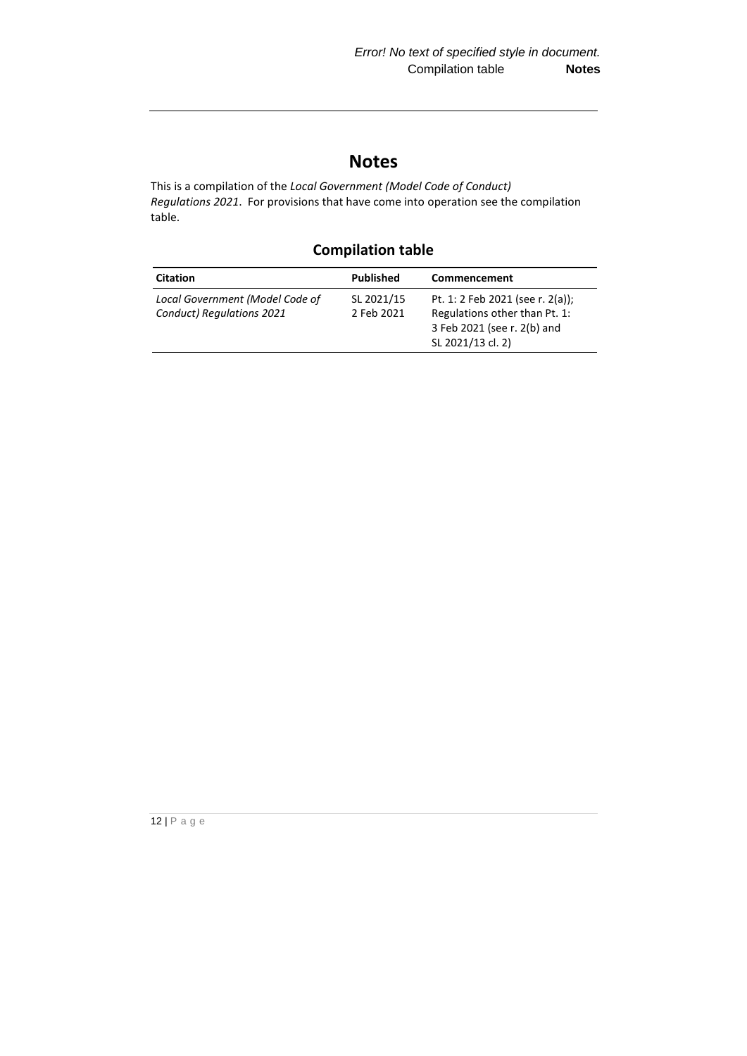# Notes

This is a compilation of the *Local Government (Model Code of Conduct) Regulations 2021*. For provisions that have come into operation see the compilation table.

## Compilation table

| Citation | Published | Commencement |
|---|---|---|
| *Local Government (Model Code of Conduct) Regulations 2021* | SL 2021/15 2 Feb 2021 | Pt. 1: 2 Feb 2021 (see r. 2(a)); Regulations other than Pt. 1: 3 Feb 2021 (see r. 2(b) and SL 2021/13 cl. 2) |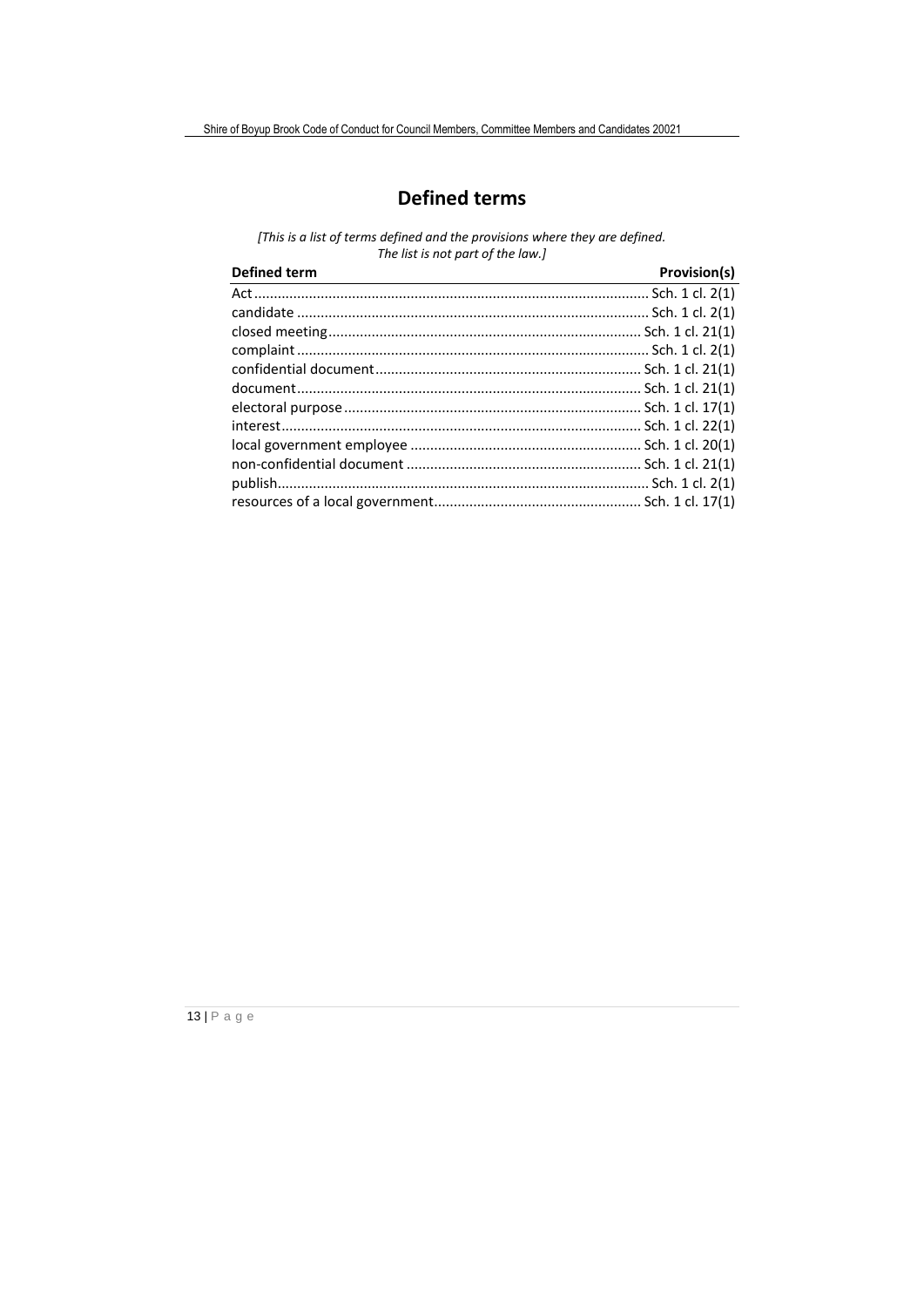# Defined terms

*[This is a list of terms defined and the provisions where they are defined. The list is not part of the law.]*

| Defined term | Provision(s) |
|---|---|
| Act | Sch. 1 cl. 2(1) |
| candidate | Sch. 1 cl. 2(1) |
| closed meeting | Sch. 1 cl. 21(1) |
| complaint | Sch. 1 cl. 2(1) |
| confidential document | Sch. 1 cl. 21(1) |
| document | Sch. 1 cl. 21(1) |
| electoral purpose | Sch. 1 cl. 17(1) |
| interest | Sch. 1 cl. 22(1) |
| local government employee | Sch. 1 cl. 20(1) |
| non-confidential document | Sch. 1 cl. 21(1) |
| publish | Sch. 1 cl. 2(1) |
| resources of a local government | Sch. 1 cl. 17(1) |